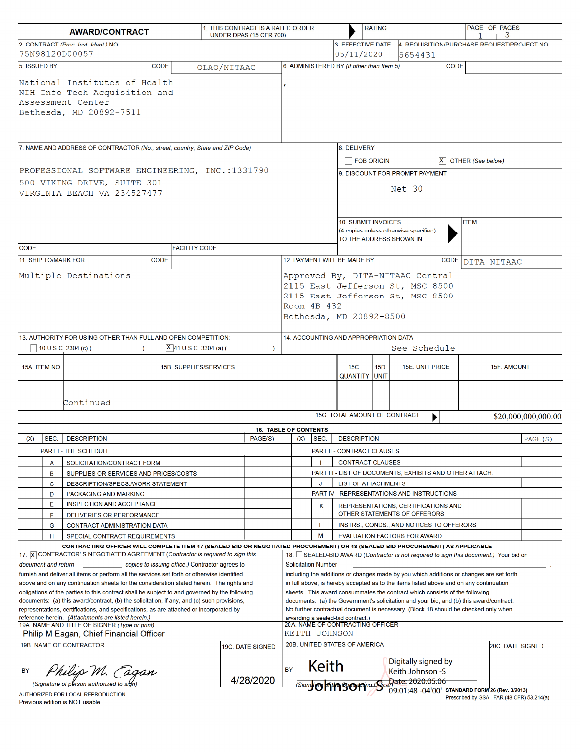# AWARD/CONTRACT

1. THIS CONTRACT IS A RATED ORDER UNDER DPAS (15 CFR 700) | RATING | PAGE 1 OF PAGES 3

2. CONTRACT (Proc. Inst. Ident.) NO: 75N98120D00057

3. EFFECTIVE DATE: 05/11/2020

4. REQUISITION/PURCHASE REQUEST/PROJECT NO: 5654431

5. ISSUED BY — CODE: OLAO/NITAAC

National Institutes of Health
NIH Info Tech Acquisition and
Assessment Center
Bethesda, MD 20892-7511

6. ADMINISTERED BY (If other than Item 5) — CODE:

,

7. NAME AND ADDRESS OF CONTRACTOR (No., street, country, State and ZIP Code)

PROFESSIONAL SOFTWARE ENGINEERING, INC.:1331790
500 VIKING DRIVE, SUITE 301
VIRGINIA BEACH VA 234527477

CODE | FACILITY CODE

8. DELIVERY

☐ FOB ORIGIN ☒ OTHER (See below)

9. DISCOUNT FOR PROMPT PAYMENT

Net 30

10. SUBMIT INVOICES (4 copies unless otherwise specified) TO THE ADDRESS SHOWN IN — ITEM

11. SHIP TO/MARK FOR — CODE

Multiple Destinations

12. PAYMENT WILL BE MADE BY — CODE: DITA-NITAAC

Approved By, DITA-NITAAC Central
2115 East Jefferson St, MSC 8500
2115 East Jefferson St, MSC 8500
Room 4B-432
Bethesda, MD 20892-8500

13. AUTHORITY FOR USING OTHER THAN FULL AND OPEN COMPETITION:

☐ 10 U.S.C. 2304 (c) ( ) ☒ 41 U.S.C. 3304 (a) ( )

14. ACCOUNTING AND APPROPRIATION DATA

See Schedule

| 15A. ITEM NO | 15B. SUPPLIES/SERVICES | 15C. QUANTITY | 15D. UNIT | 15E. UNIT PRICE | 15F. AMOUNT |
|---|---|---|---|---|---|
| | Continued | | | | |

15G. TOTAL AMOUNT OF CONTRACT: $20,000,000,000.00

## 16. TABLE OF CONTENTS

| (X) | SEC. | DESCRIPTION | PAGE(S) | (X) | SEC. | DESCRIPTION | PAGE (S) |
|---|---|---|---|---|---|---|---|
| | | **PART I - THE SCHEDULE** | | | | **PART II - CONTRACT CLAUSES** | |
| | A | SOLICITATION/CONTRACT FORM | | | I | CONTRACT CLAUSES | |
| | B | SUPPLIES OR SERVICES AND PRICES/COSTS | | | | **PART III - LIST OF DOCUMENTS, EXHIBITS AND OTHER ATTACH.** | |
| | C | DESCRIPTION/SPECS./WORK STATEMENT | | | J | LIST OF ATTACHMENTS | |
| | D | PACKAGING AND MARKING | | | | **PART IV - REPRESENTATIONS AND INSTRUCTIONS** | |
| | E | INSPECTION AND ACCEPTANCE | | | K | REPRESENTATIONS, CERTIFICATIONS AND OTHER STATEMENTS OF OFFERORS | |
| | F | DELIVERIES OR PERFORMANCE | | | | | |
| | G | CONTRACT ADMINISTRATION DATA | | | L | INSTRS., CONDS., AND NOTICES TO OFFERORS | |
| | H | SPECIAL CONTRACT REQUIREMENTS | | | M | EVALUATION FACTORS FOR AWARD | |

**CONTRACTING OFFICER WILL COMPLETE ITEM 17 (SEALED-BID OR NEGOTIATED PROCUREMENT) OR 18 (SEALED-BID PROCUREMENT) AS APPLICABLE**

17. ☒ CONTRACTOR'S NEGOTIATED AGREEMENT (*Contractor is required to sign this document and return ______ copies to issuing office.*) Contractor agrees to furnish and deliver all items or perform all the services set forth or otherwise identified above and on any continuation sheets for the consideration stated herein. The rights and obligations of the parties to this contract shall be subject to and governed by the following documents: (a) this award/contract, (b) the solicitation, if any, and (c) such provisions, representations, certifications, and specifications, as are attached or incorporated by reference herein. (*Attachments are listed herein.*)

18. ☐ SEALED-BID AWARD (*Contractor is not required to sign this document.*) Your bid on Solicitation Number ______________, including the additions or changes made by you which additions or changes are set forth in full above, is hereby accepted as to the items listed above and on any continuation sheets. This award consummates the contract which consists of the following documents: (a) the Government's solicitation and your bid, and (b) this award/contract. No further contractual document is necessary. (Block 18 should be checked only when awarding a sealed-bid contract.)

19A. NAME AND TITLE OF SIGNER (Type or print): Philip M Eagan, Chief Financial Officer

20A. NAME OF CONTRACTING OFFICER: KEITH JOHNSON

19B. NAME OF CONTRACTOR

BY *Philip M. Eagan* (Signature of person authorized to sign)

19C. DATE SIGNED: 4/28/2020

20B. UNITED STATES OF AMERICA

BY Keith Johnson -S — Digitally signed by Keith Johnson -S Date: 2020.05.06 09:01:48 -04'00' (Signature of the Contracting Officer)

20C. DATE SIGNED

AUTHORIZED FOR LOCAL REPRODUCTION
Previous edition is NOT usable

STANDARD FORM 26 (Rev. 3/2013)
Prescribed by GSA - FAR (48 CFR) 53.214(a)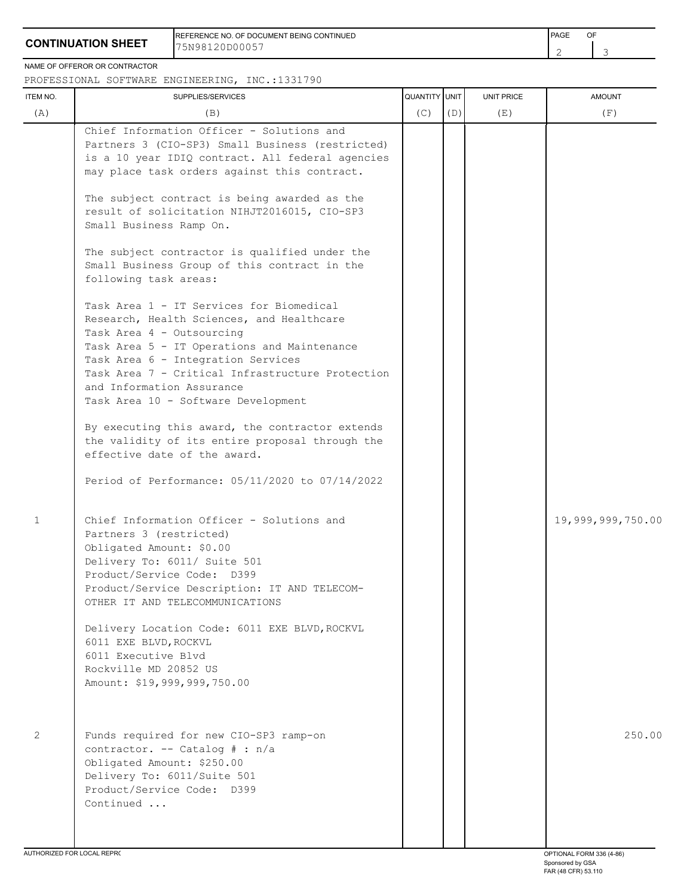**CONTINUATION SHEET**

REFERENCE NO. OF DOCUMENT BEING CONTINUED: 75N98120D00057

NAME OF OFFEROR OR CONTRACTOR: PROFESSIONAL SOFTWARE ENGINEERING, INC.:1331790

| ITEM NO. (A) | SUPPLIES/SERVICES (B) | QUANTITY (C) | UNIT (D) | UNIT PRICE (E) | AMOUNT (F) |
|---|---|---|---|---|---|
| | Chief Information Officer - Solutions and Partners 3 (CIO-SP3) Small Business (restricted) is a 10 year IDIQ contract. All federal agencies may place task orders against this contract.<br><br>The subject contract is being awarded as the result of solicitation NIHJT2016015, CIO-SP3 Small Business Ramp On.<br><br>The subject contractor is qualified under the Small Business Group of this contract in the following task areas:<br><br>Task Area 1 - IT Services for Biomedical Research, Health Sciences, and Healthcare<br>Task Area 4 - Outsourcing<br>Task Area 5 - IT Operations and Maintenance<br>Task Area 6 - Integration Services<br>Task Area 7 - Critical Infrastructure Protection and Information Assurance<br>Task Area 10 - Software Development<br><br>By executing this award, the contractor extends the validity of its entire proposal through the effective date of the award.<br><br>Period of Performance: 05/11/2020 to 07/14/2022 | | | | |
| 1 | Chief Information Officer - Solutions and Partners 3 (restricted)<br>Obligated Amount: $0.00<br>Delivery To: 6011/ Suite 501<br>Product/Service Code: D399<br>Product/Service Description: IT AND TELECOM- OTHER IT AND TELECOMMUNICATIONS<br><br>Delivery Location Code: 6011 EXE BLVD,ROCKVL<br>6011 EXE BLVD,ROCKVL<br>6011 Executive Blvd<br>Rockville MD 20852 US<br>Amount: $19,999,999,750.00 | | | | 19,999,999,750.00 |
| 2 | Funds required for new CIO-SP3 ramp-on contractor. -- Catalog # : n/a<br>Obligated Amount: $250.00<br>Delivery To: 6011/Suite 501<br>Product/Service Code: D399<br>Continued ... | | | | 250.00 |

AUTHORIZED FOR LOCAL REPRODUCTION

OPTIONAL FORM 336 (4-86)
Sponsored by GSA
FAR (48 CFR) 53.110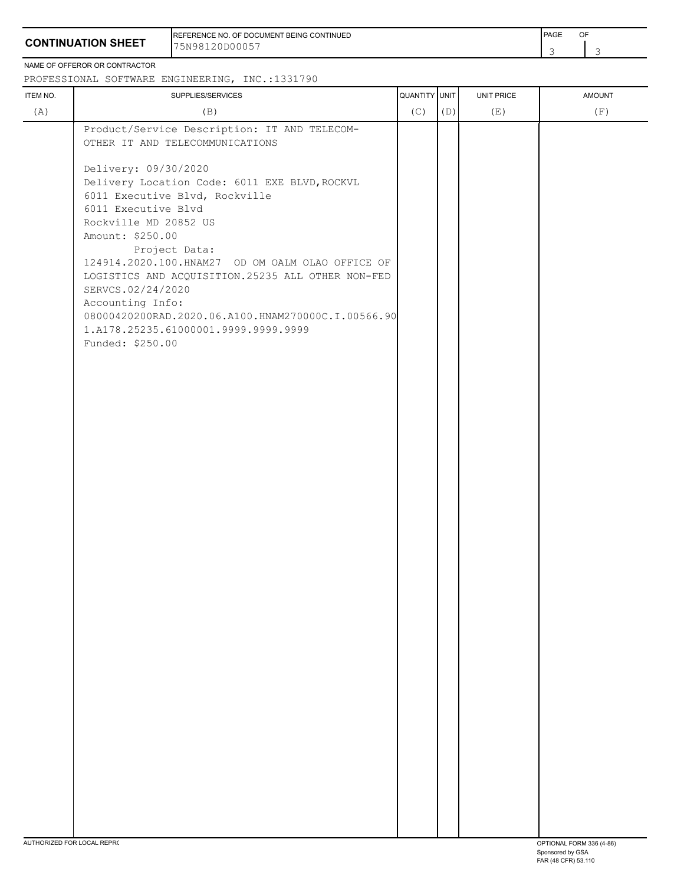**CONTINUATION SHEET**

REFERENCE NO. OF DOCUMENT BEING CONTINUED
75N98120D00057

NAME OF OFFEROR OR CONTRACTOR
PROFESSIONAL SOFTWARE ENGINEERING, INC.:1331790

| ITEM NO. (A) | SUPPLIES/SERVICES (B) | QUANTITY (C) | UNIT (D) | UNIT PRICE (E) | AMOUNT (F) |
|---|---|---|---|---|---|
| | Product/Service Description: IT AND TELECOM-OTHER IT AND TELECOMMUNICATIONS<br><br>Delivery: 09/30/2020<br>Delivery Location Code: 6011 EXE BLVD,ROCKVL<br>6011 Executive Blvd, Rockville<br>6011 Executive Blvd<br>Rockville MD 20852 US<br>Amount: $250.00<br>Project Data:<br>124914.2020.100.HNAM27 OD OM OALM OLAO OFFICE OF LOGISTICS AND ACQUISITION.25235 ALL OTHER NON-FED SERVCS.02/24/2020<br>Accounting Info:<br>08000420200RAD.2020.06.A100.HNAM270000C.I.00566.901.A178.25235.61000001.9999.9999.9999<br>Funded: $250.00 | | | | |

AUTHORIZED FOR LOCAL REPRODUCTION

OPTIONAL FORM 336 (4-86)
Sponsored by GSA
FAR (48 CFR) 53.110